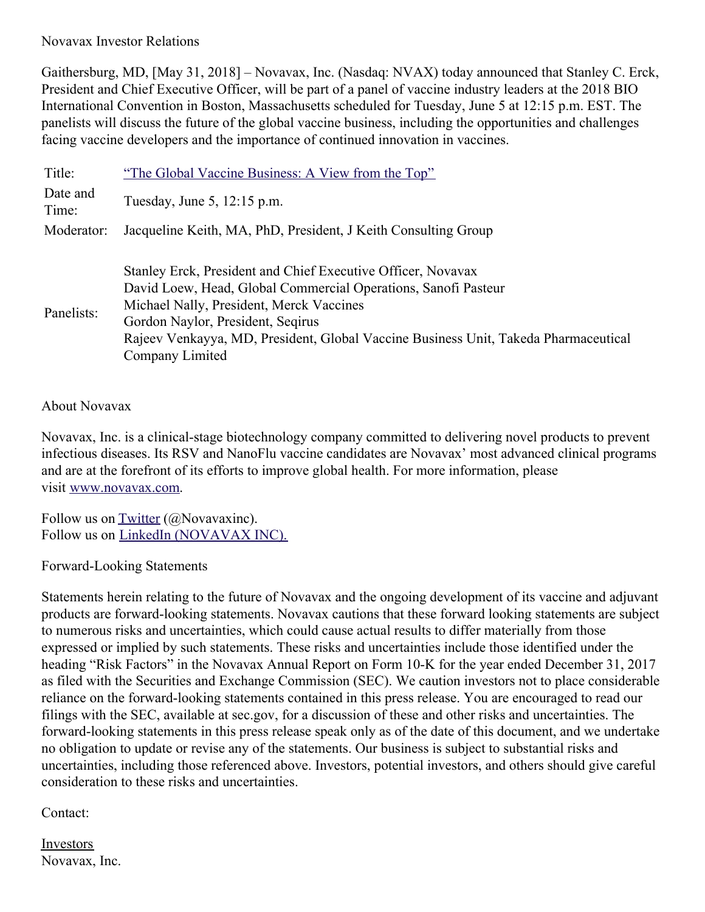Novavax Investor Relations

Gaithersburg, MD, [May 31, 2018] – Novavax, Inc. (Nasdaq: NVAX) today announced that Stanley C. Erck, President and Chief Executive Officer, will be part of a panel of vaccine industry leaders at the 2018 BIO International Convention in Boston, Massachusetts scheduled for Tuesday, June 5 at 12:15 p.m. EST. The panelists will discuss the future of the global vaccine business, including the opportunities and challenges facing vaccine developers and the importance of continued innovation in vaccines.

| | |
|---|---|
| Title: | "The Global Vaccine Business: A View from the Top" |
| Date and Time: | Tuesday, June 5, 12:15 p.m. |
| Moderator: | Jacqueline Keith, MA, PhD, President, J Keith Consulting Group |
| Panelists: | Stanley Erck, President and Chief Executive Officer, Novavax<br>David Loew, Head, Global Commercial Operations, Sanofi Pasteur<br>Michael Nally, President, Merck Vaccines<br>Gordon Naylor, President, Seqirus<br>Rajeev Venkayya, MD, President, Global Vaccine Business Unit, Takeda Pharmaceutical Company Limited |

About Novavax

Novavax, Inc. is a clinical-stage biotechnology company committed to delivering novel products to prevent infectious diseases. Its RSV and NanoFlu vaccine candidates are Novavax' most advanced clinical programs and are at the forefront of its efforts to improve global health. For more information, please visit www.novavax.com.

Follow us on Twitter (@Novavaxinc).
Follow us on LinkedIn (NOVAVAX INC).

Forward-Looking Statements

Statements herein relating to the future of Novavax and the ongoing development of its vaccine and adjuvant products are forward-looking statements. Novavax cautions that these forward looking statements are subject to numerous risks and uncertainties, which could cause actual results to differ materially from those expressed or implied by such statements. These risks and uncertainties include those identified under the heading "Risk Factors" in the Novavax Annual Report on Form 10-K for the year ended December 31, 2017 as filed with the Securities and Exchange Commission (SEC). We caution investors not to place considerable reliance on the forward-looking statements contained in this press release. You are encouraged to read our filings with the SEC, available at sec.gov, for a discussion of these and other risks and uncertainties. The forward-looking statements in this press release speak only as of the date of this document, and we undertake no obligation to update or revise any of the statements. Our business is subject to substantial risks and uncertainties, including those referenced above. Investors, potential investors, and others should give careful consideration to these risks and uncertainties.

Contact:

Investors
Novavax, Inc.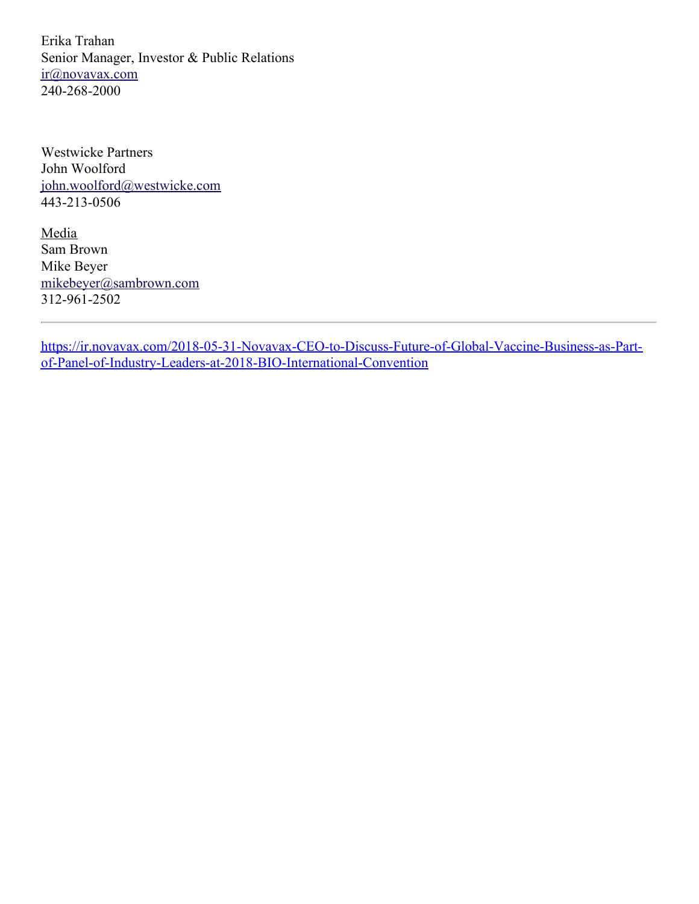Erika Trahan
Senior Manager, Investor & Public Relations
ir@novavax.com
240-268-2000

Westwicke Partners
John Woolford
john.woolford@westwicke.com
443-213-0506

Media
Sam Brown
Mike Beyer
mikebeyer@sambrown.com
312-961-2502

---

https://ir.novavax.com/2018-05-31-Novavax-CEO-to-Discuss-Future-of-Global-Vaccine-Business-as-Part-of-Panel-of-Industry-Leaders-at-2018-BIO-International-Convention